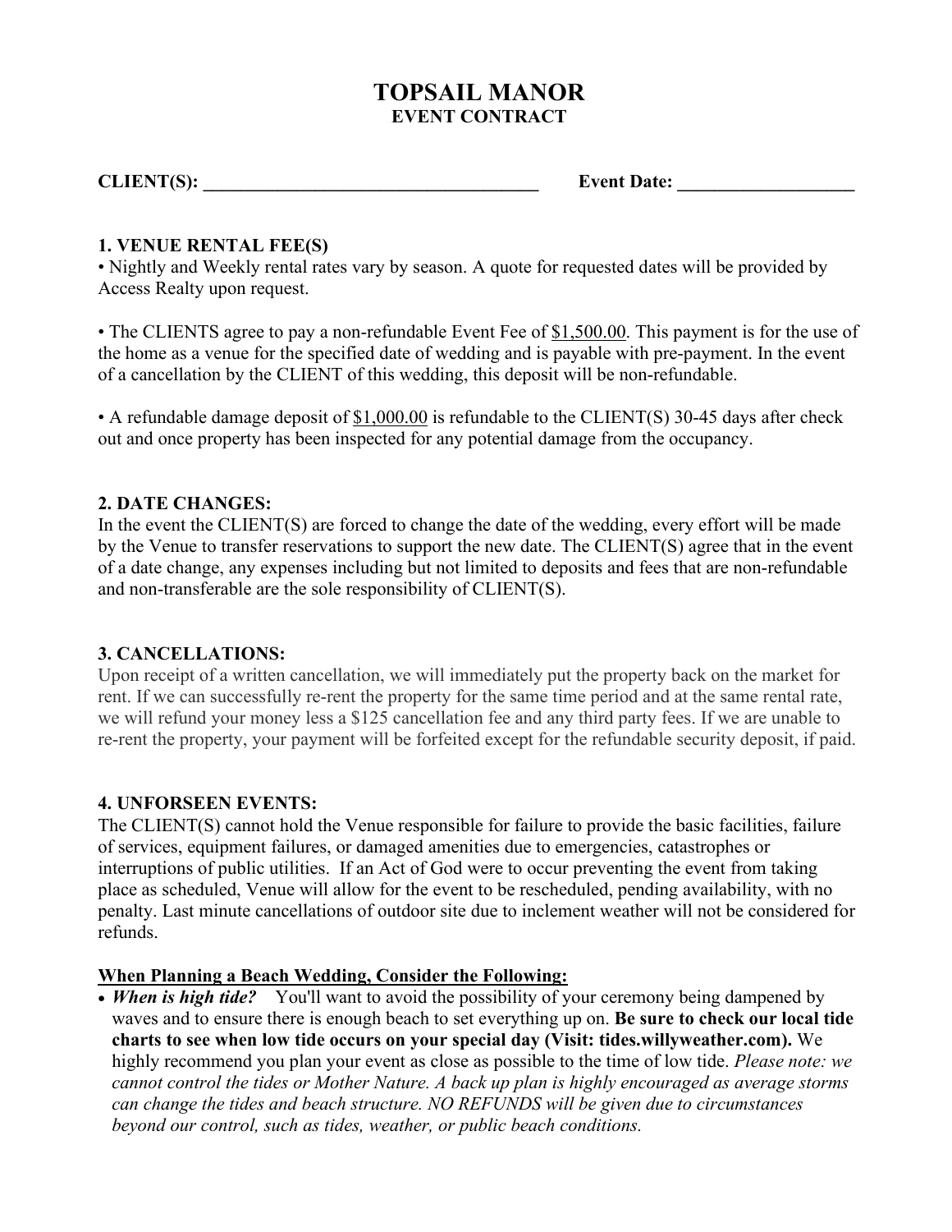# TOPSAIL MANOR
## EVENT CONTRACT

**CLIENT(S): ____________________________________ Event Date: ___________________**

### 1. VENUE RENTAL FEE(S)

• Nightly and Weekly rental rates vary by season. A quote for requested dates will be provided by Access Realty upon request.

• The CLIENTS agree to pay a non-refundable Event Fee of <u>$1,500.00</u>. This payment is for the use of the home as a venue for the specified date of wedding and is payable with pre-payment. In the event of a cancellation by the CLIENT of this wedding, this deposit will be non-refundable.

• A refundable damage deposit of <u>$1,000.00</u> is refundable to the CLIENT(S) 30-45 days after check out and once property has been inspected for any potential damage from the occupancy.

### 2. DATE CHANGES:

In the event the CLIENT(S) are forced to change the date of the wedding, every effort will be made by the Venue to transfer reservations to support the new date. The CLIENT(S) agree that in the event of a date change, any expenses including but not limited to deposits and fees that are non-refundable and non-transferable are the sole responsibility of CLIENT(S).

### 3. CANCELLATIONS:

Upon receipt of a written cancellation, we will immediately put the property back on the market for rent. If we can successfully re-rent the property for the same time period and at the same rental rate, we will refund your money less a $125 cancellation fee and any third party fees. If we are unable to re-rent the property, your payment will be forfeited except for the refundable security deposit, if paid.

### 4. UNFORSEEN EVENTS:

The CLIENT(S) cannot hold the Venue responsible for failure to provide the basic facilities, failure of services, equipment failures, or damaged amenities due to emergencies, catastrophes or interruptions of public utilities. If an Act of God were to occur preventing the event from taking place as scheduled, Venue will allow for the event to be rescheduled, pending availability, with no penalty. Last minute cancellations of outdoor site due to inclement weather will not be considered for refunds.

**<u>When Planning a Beach Wedding, Consider the Following:</u>**

- ***When is high tide?*** You'll want to avoid the possibility of your ceremony being dampened by waves and to ensure there is enough beach to set everything up on. **Be sure to check our local tide charts to see when low tide occurs on your special day (Visit: tides.willyweather.com).** We highly recommend you plan your event as close as possible to the time of low tide. *Please note: we cannot control the tides or Mother Nature. A back up plan is highly encouraged as average storms can change the tides and beach structure. NO REFUNDS will be given due to circumstances beyond our control, such as tides, weather, or public beach conditions.*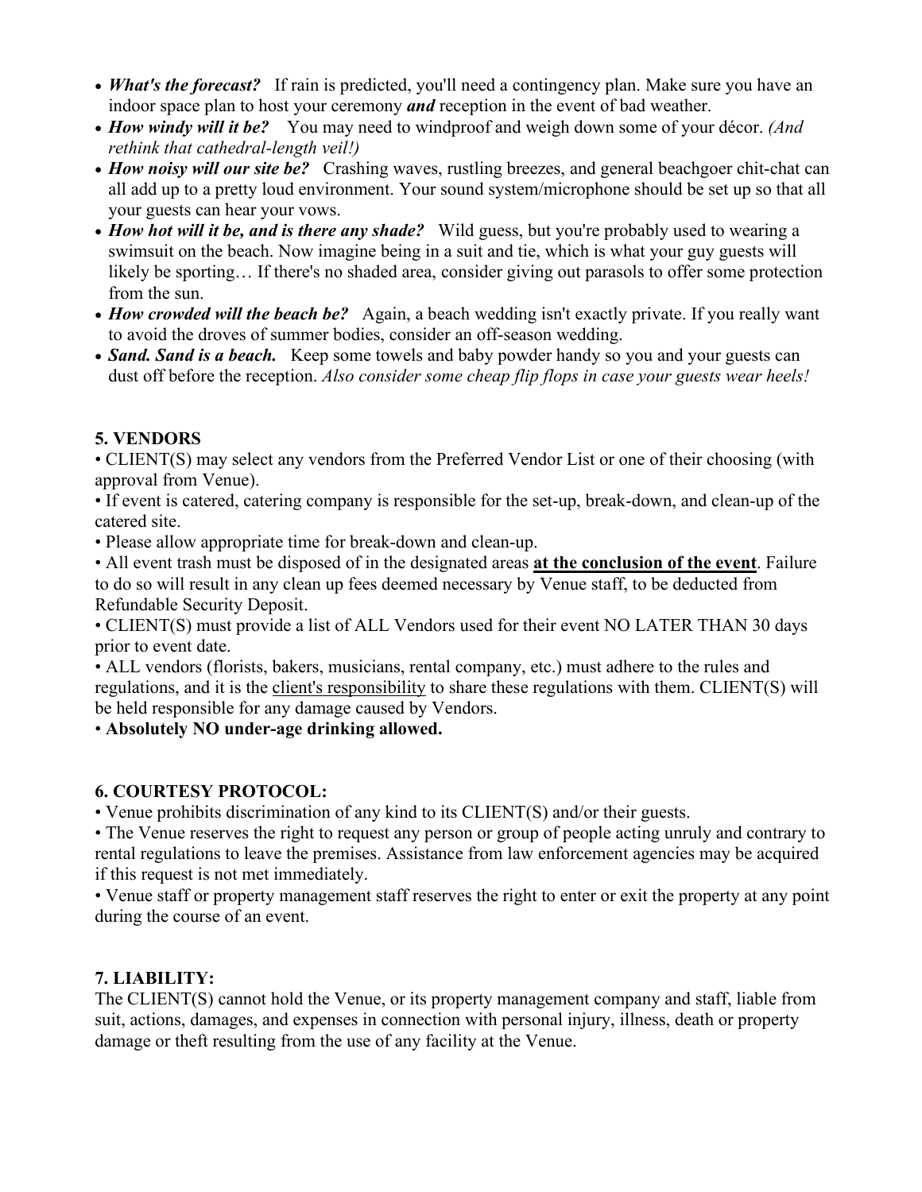- ***What's the forecast?*** If rain is predicted, you'll need a contingency plan. Make sure you have an indoor space plan to host your ceremony ***and*** reception in the event of bad weather.
- ***How windy will it be?*** You may need to windproof and weigh down some of your décor. *(And rethink that cathedral-length veil!)*
- ***How noisy will our site be?*** Crashing waves, rustling breezes, and general beachgoer chit-chat can all add up to a pretty loud environment. Your sound system/microphone should be set up so that all your guests can hear your vows.
- ***How hot will it be, and is there any shade?*** Wild guess, but you're probably used to wearing a swimsuit on the beach. Now imagine being in a suit and tie, which is what your guy guests will likely be sporting… If there's no shaded area, consider giving out parasols to offer some protection from the sun.
- ***How crowded will the beach be?*** Again, a beach wedding isn't exactly private. If you really want to avoid the droves of summer bodies, consider an off-season wedding.
- ***Sand. Sand is a beach.*** Keep some towels and baby powder handy so you and your guests can dust off before the reception. *Also consider some cheap flip flops in case your guests wear heels!*

**5. VENDORS**

• CLIENT(S) may select any vendors from the Preferred Vendor List or one of their choosing (with approval from Venue).

• If event is catered, catering company is responsible for the set-up, break-down, and clean-up of the catered site.

• Please allow appropriate time for break-down and clean-up.

• All event trash must be disposed of in the designated areas **<u>at the conclusion of the event</u>**. Failure to do so will result in any clean up fees deemed necessary by Venue staff, to be deducted from Refundable Security Deposit.

• CLIENT(S) must provide a list of ALL Vendors used for their event NO LATER THAN 30 days prior to event date.

• ALL vendors (florists, bakers, musicians, rental company, etc.) must adhere to the rules and regulations, and it is the <u>client's responsibility</u> to share these regulations with them. CLIENT(S) will be held responsible for any damage caused by Vendors.

• **Absolutely NO under-age drinking allowed.**

**6. COURTESY PROTOCOL:**

• Venue prohibits discrimination of any kind to its CLIENT(S) and/or their guests.

• The Venue reserves the right to request any person or group of people acting unruly and contrary to rental regulations to leave the premises. Assistance from law enforcement agencies may be acquired if this request is not met immediately.

• Venue staff or property management staff reserves the right to enter or exit the property at any point during the course of an event.

**7. LIABILITY:**

The CLIENT(S) cannot hold the Venue, or its property management company and staff, liable from suit, actions, damages, and expenses in connection with personal injury, illness, death or property damage or theft resulting from the use of any facility at the Venue.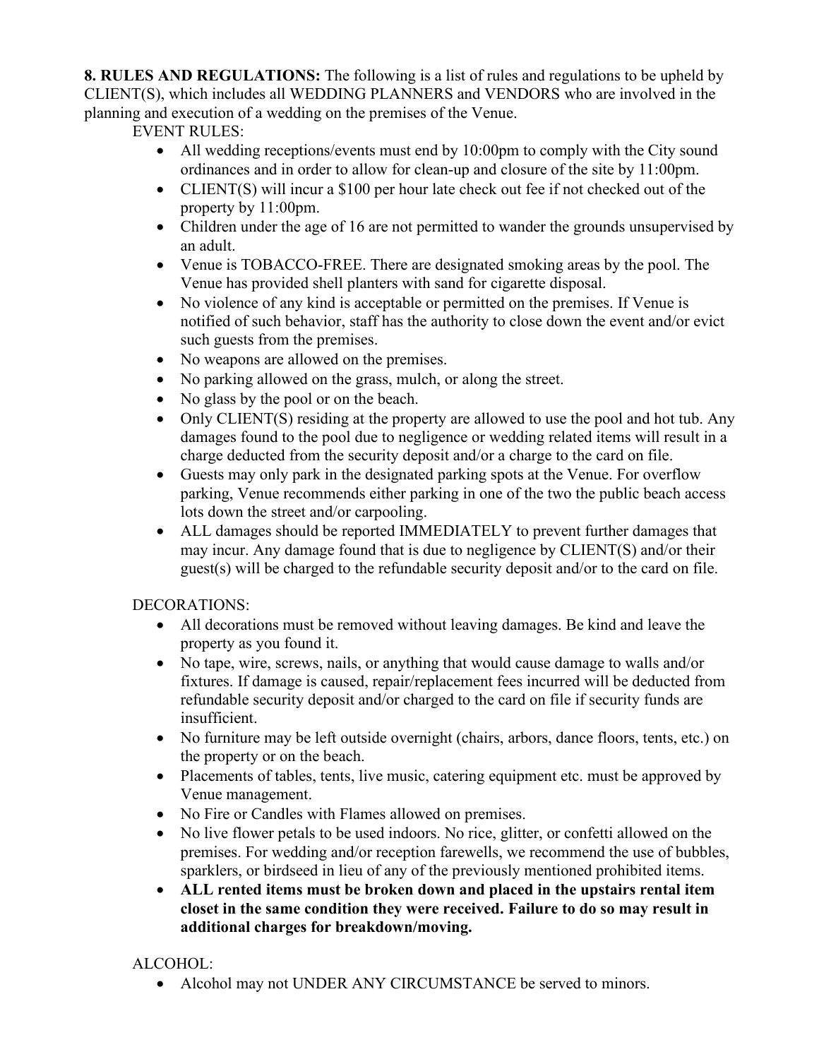**8. RULES AND REGULATIONS:** The following is a list of rules and regulations to be upheld by CLIENT(S), which includes all WEDDING PLANNERS and VENDORS who are involved in the planning and execution of a wedding on the premises of the Venue.

EVENT RULES:

- All wedding receptions/events must end by 10:00pm to comply with the City sound ordinances and in order to allow for clean-up and closure of the site by 11:00pm.
- CLIENT(S) will incur a $100 per hour late check out fee if not checked out of the property by 11:00pm.
- Children under the age of 16 are not permitted to wander the grounds unsupervised by an adult.
- Venue is TOBACCO-FREE. There are designated smoking areas by the pool. The Venue has provided shell planters with sand for cigarette disposal.
- No violence of any kind is acceptable or permitted on the premises. If Venue is notified of such behavior, staff has the authority to close down the event and/or evict such guests from the premises.
- No weapons are allowed on the premises.
- No parking allowed on the grass, mulch, or along the street.
- No glass by the pool or on the beach.
- Only CLIENT(S) residing at the property are allowed to use the pool and hot tub. Any damages found to the pool due to negligence or wedding related items will result in a charge deducted from the security deposit and/or a charge to the card on file.
- Guests may only park in the designated parking spots at the Venue. For overflow parking, Venue recommends either parking in one of the two the public beach access lots down the street and/or carpooling.
- ALL damages should be reported IMMEDIATELY to prevent further damages that may incur. Any damage found that is due to negligence by CLIENT(S) and/or their guest(s) will be charged to the refundable security deposit and/or to the card on file.

DECORATIONS:

- All decorations must be removed without leaving damages. Be kind and leave the property as you found it.
- No tape, wire, screws, nails, or anything that would cause damage to walls and/or fixtures. If damage is caused, repair/replacement fees incurred will be deducted from refundable security deposit and/or charged to the card on file if security funds are insufficient.
- No furniture may be left outside overnight (chairs, arbors, dance floors, tents, etc.) on the property or on the beach.
- Placements of tables, tents, live music, catering equipment etc. must be approved by Venue management.
- No Fire or Candles with Flames allowed on premises.
- No live flower petals to be used indoors. No rice, glitter, or confetti allowed on the premises. For wedding and/or reception farewells, we recommend the use of bubbles, sparklers, or birdseed in lieu of any of the previously mentioned prohibited items.
- **ALL rented items must be broken down and placed in the upstairs rental item closet in the same condition they were received. Failure to do so may result in additional charges for breakdown/moving.**

ALCOHOL:

- Alcohol may not UNDER ANY CIRCUMSTANCE be served to minors.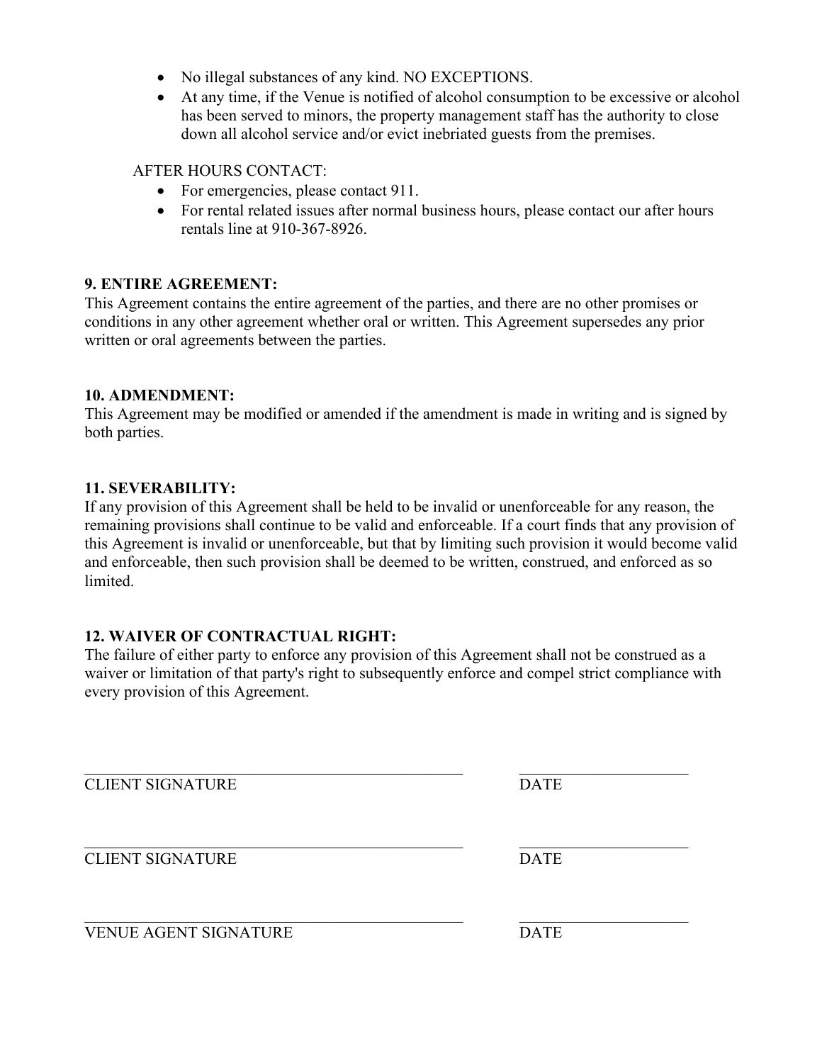- No illegal substances of any kind. NO EXCEPTIONS.
- At any time, if the Venue is notified of alcohol consumption to be excessive or alcohol has been served to minors, the property management staff has the authority to close down all alcohol service and/or evict inebriated guests from the premises.

AFTER HOURS CONTACT:

- For emergencies, please contact 911.
- For rental related issues after normal business hours, please contact our after hours rentals line at 910-367-8926.

**9. ENTIRE AGREEMENT:**

This Agreement contains the entire agreement of the parties, and there are no other promises or conditions in any other agreement whether oral or written. This Agreement supersedes any prior written or oral agreements between the parties.

**10. ADMENDMENT:**

This Agreement may be modified or amended if the amendment is made in writing and is signed by both parties.

**11. SEVERABILITY:**

If any provision of this Agreement shall be held to be invalid or unenforceable for any reason, the remaining provisions shall continue to be valid and enforceable. If a court finds that any provision of this Agreement is invalid or unenforceable, but that by limiting such provision it would become valid and enforceable, then such provision shall be deemed to be written, construed, and enforced as so limited.

**12. WAIVER OF CONTRACTUAL RIGHT:**

The failure of either party to enforce any provision of this Agreement shall not be construed as a waiver or limitation of that party's right to subsequently enforce and compel strict compliance with every provision of this Agreement.

_______________________________________________ _____________________

CLIENT SIGNATURE DATE

_______________________________________________ _____________________

CLIENT SIGNATURE DATE

_______________________________________________ _____________________

VENUE AGENT SIGNATURE DATE